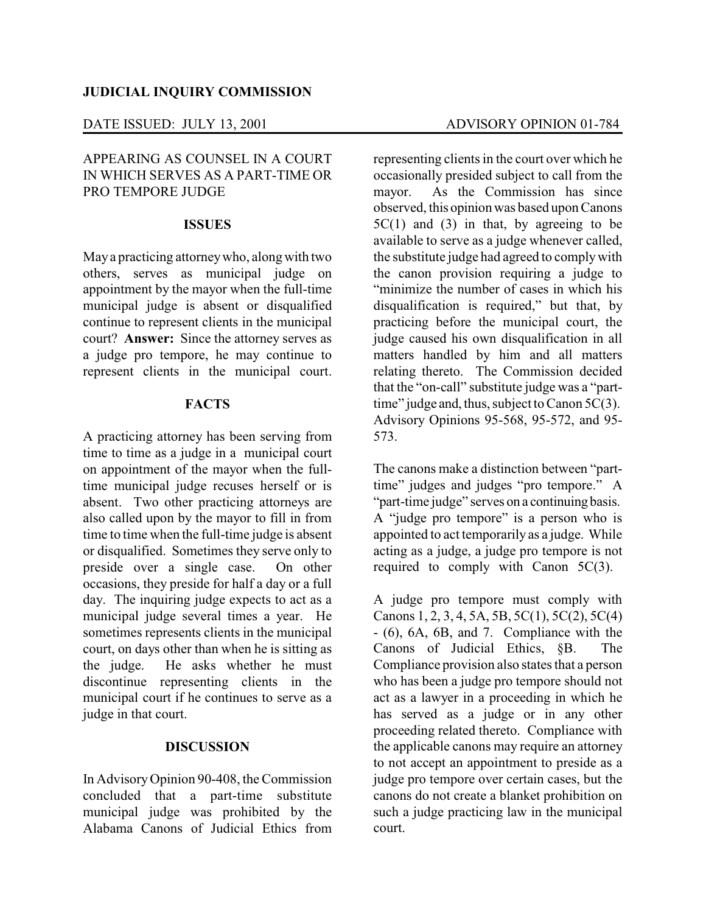**JUDICIAL INQUIRY COMMISSION**

DATE ISSUED: JULY 13, 2001 ADVISORY OPINION 01-784

APPEARING AS COUNSEL IN A COURT IN WHICH SERVES AS A PART-TIME OR PRO TEMPORE JUDGE

## ISSUES

May a practicing attorney who, along with two others, serves as municipal judge on appointment by the mayor when the full-time municipal judge is absent or disqualified continue to represent clients in the municipal court? **Answer:** Since the attorney serves as a judge pro tempore, he may continue to represent clients in the municipal court.

## FACTS

A practicing attorney has been serving from time to time as a judge in a municipal court on appointment of the mayor when the full-time municipal judge recuses herself or is absent. Two other practicing attorneys are also called upon by the mayor to fill in from time to time when the full-time judge is absent or disqualified. Sometimes they serve only to preside over a single case. On other occasions, they preside for half a day or a full day. The inquiring judge expects to act as a municipal judge several times a year. He sometimes represents clients in the municipal court, on days other than when he is sitting as the judge. He asks whether he must discontinue representing clients in the municipal court if he continues to serve as a judge in that court.

## DISCUSSION

In Advisory Opinion 90-408, the Commission concluded that a part-time substitute municipal judge was prohibited by the Alabama Canons of Judicial Ethics from representing clients in the court over which he occasionally presided subject to call from the mayor. As the Commission has since observed, this opinion was based upon Canons 5C(1) and (3) in that, by agreeing to be available to serve as a judge whenever called, the substitute judge had agreed to comply with the canon provision requiring a judge to "minimize the number of cases in which his disqualification is required," but that, by practicing before the municipal court, the judge caused his own disqualification in all matters handled by him and all matters relating thereto. The Commission decided that the "on-call" substitute judge was a "part-time" judge and, thus, subject to Canon 5C(3). Advisory Opinions 95-568, 95-572, and 95-573.

The canons make a distinction between "part-time" judges and judges "pro tempore." A "part-time judge" serves on a continuing basis. A "judge pro tempore" is a person who is appointed to act temporarily as a judge. While acting as a judge, a judge pro tempore is not required to comply with Canon 5C(3).

A judge pro tempore must comply with Canons 1, 2, 3, 4, 5A, 5B, 5C(1), 5C(2), 5C(4) - (6), 6A, 6B, and 7. Compliance with the Canons of Judicial Ethics, §B. The Compliance provision also states that a person who has been a judge pro tempore should not act as a lawyer in a proceeding in which he has served as a judge or in any other proceeding related thereto. Compliance with the applicable canons may require an attorney to not accept an appointment to preside as a judge pro tempore over certain cases, but the canons do not create a blanket prohibition on such a judge practicing law in the municipal court.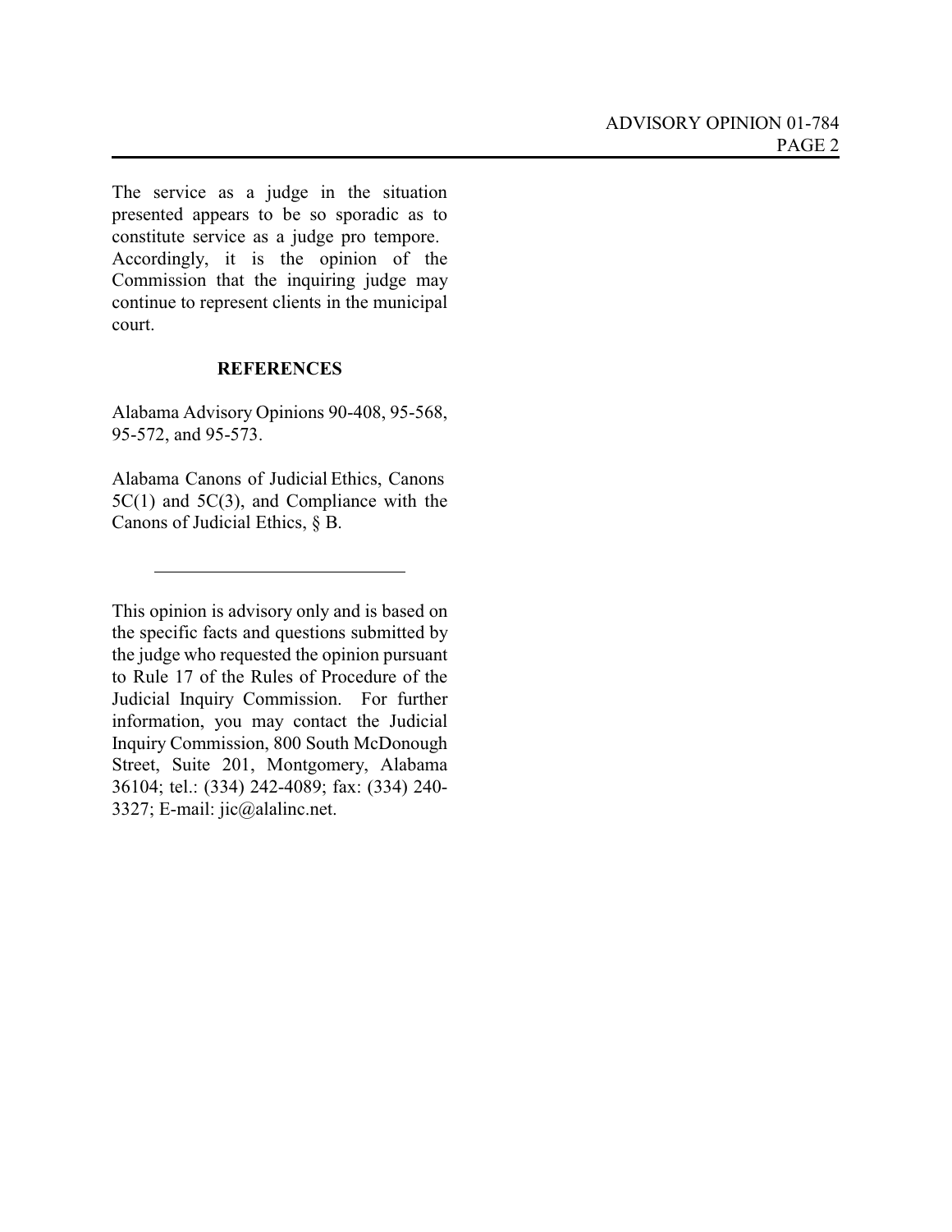The service as a judge in the situation presented appears to be so sporadic as to constitute service as a judge pro tempore. Accordingly, it is the opinion of the Commission that the inquiring judge may continue to represent clients in the municipal court.

**REFERENCES**

Alabama Advisory Opinions 90-408, 95-568, 95-572, and 95-573.

Alabama Canons of Judicial Ethics, Canons 5C(1) and 5C(3), and Compliance with the Canons of Judicial Ethics, § B.

---

This opinion is advisory only and is based on the specific facts and questions submitted by the judge who requested the opinion pursuant to Rule 17 of the Rules of Procedure of the Judicial Inquiry Commission. For further information, you may contact the Judicial Inquiry Commission, 800 South McDonough Street, Suite 201, Montgomery, Alabama 36104; tel.: (334) 242-4089; fax: (334) 240-3327; E-mail: jic@alalinc.net.